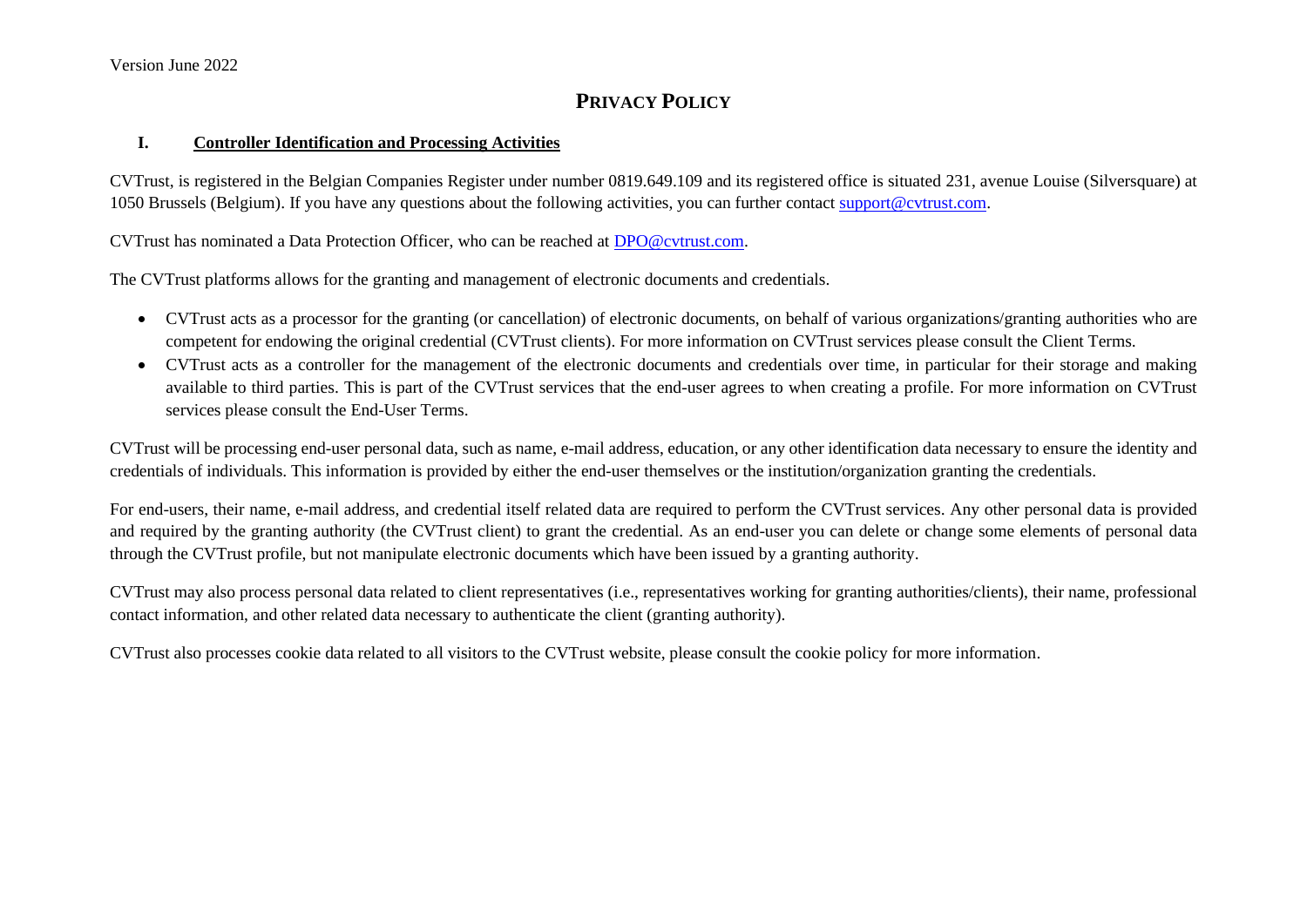Version June 2022

# PRIVACY POLICY

## I. Controller Identification and Processing Activities

CVTrust, is registered in the Belgian Companies Register under number 0819.649.109 and its registered office is situated 231, avenue Louise (Silversquare) at 1050 Brussels (Belgium). If you have any questions about the following activities, you can further contact support@cvtrust.com.

CVTrust has nominated a Data Protection Officer, who can be reached at DPO@cvtrust.com.

The CVTrust platforms allows for the granting and management of electronic documents and credentials.

- CVTrust acts as a processor for the granting (or cancellation) of electronic documents, on behalf of various organizations/granting authorities who are competent for endowing the original credential (CVTrust clients). For more information on CVTrust services please consult the Client Terms.
- CVTrust acts as a controller for the management of the electronic documents and credentials over time, in particular for their storage and making available to third parties. This is part of the CVTrust services that the end-user agrees to when creating a profile. For more information on CVTrust services please consult the End-User Terms.

CVTrust will be processing end-user personal data, such as name, e-mail address, education, or any other identification data necessary to ensure the identity and credentials of individuals. This information is provided by either the end-user themselves or the institution/organization granting the credentials.

For end-users, their name, e-mail address, and credential itself related data are required to perform the CVTrust services. Any other personal data is provided and required by the granting authority (the CVTrust client) to grant the credential. As an end-user you can delete or change some elements of personal data through the CVTrust profile, but not manipulate electronic documents which have been issued by a granting authority.

CVTrust may also process personal data related to client representatives (i.e., representatives working for granting authorities/clients), their name, professional contact information, and other related data necessary to authenticate the client (granting authority).

CVTrust also processes cookie data related to all visitors to the CVTrust website, please consult the cookie policy for more information.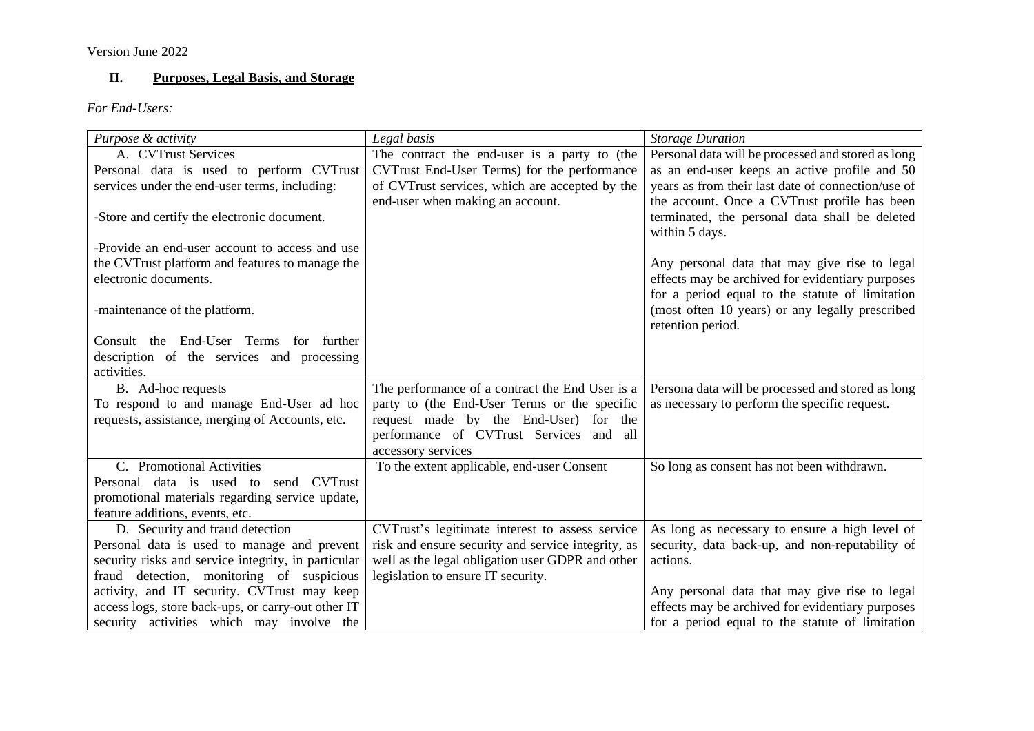Version June 2022

## II. Purposes, Legal Basis, and Storage

*For End-Users:*

| *Purpose & activity* | *Legal basis* | *Storage Duration* |
|---|---|---|
| A. CVTrust Services<br>Personal data is used to perform CVTrust services under the end-user terms, including:<br><br>-Store and certify the electronic document.<br><br>-Provide an end-user account to access and use the CVTrust platform and features to manage the electronic documents.<br><br>-maintenance of the platform.<br><br>Consult the End-User Terms for further description of the services and processing activities. | The contract the end-user is a party to (the CVTrust End-User Terms) for the performance of CVTrust services, which are accepted by the end-user when making an account. | Personal data will be processed and stored as long as an end-user keeps an active profile and 50 years as from their last date of connection/use of the account. Once a CVTrust profile has been terminated, the personal data shall be deleted within 5 days.<br><br>Any personal data that may give rise to legal effects may be archived for evidentiary purposes for a period equal to the statute of limitation (most often 10 years) or any legally prescribed retention period. |
| B. Ad-hoc requests<br>To respond to and manage End-User ad hoc requests, assistance, merging of Accounts, etc. | The performance of a contract the End User is a party to (the End-User Terms or the specific request made by the End-User) for the performance of CVTrust Services and all accessory services | Persona data will be processed and stored as long as necessary to perform the specific request. |
| C. Promotional Activities<br>Personal data is used to send CVTrust promotional materials regarding service update, feature additions, events, etc. | To the extent applicable, end-user Consent | So long as consent has not been withdrawn. |
| D. Security and fraud detection<br>Personal data is used to manage and prevent security risks and service integrity, in particular fraud detection, monitoring of suspicious activity, and IT security. CVTrust may keep access logs, store back-ups, or carry-out other IT security activities which may involve the | CVTrust's legitimate interest to assess service risk and ensure security and service integrity, as well as the legal obligation user GDPR and other legislation to ensure IT security. | As long as necessary to ensure a high level of security, data back-up, and non-reputability of actions.<br><br>Any personal data that may give rise to legal effects may be archived for evidentiary purposes for a period equal to the statute of limitation |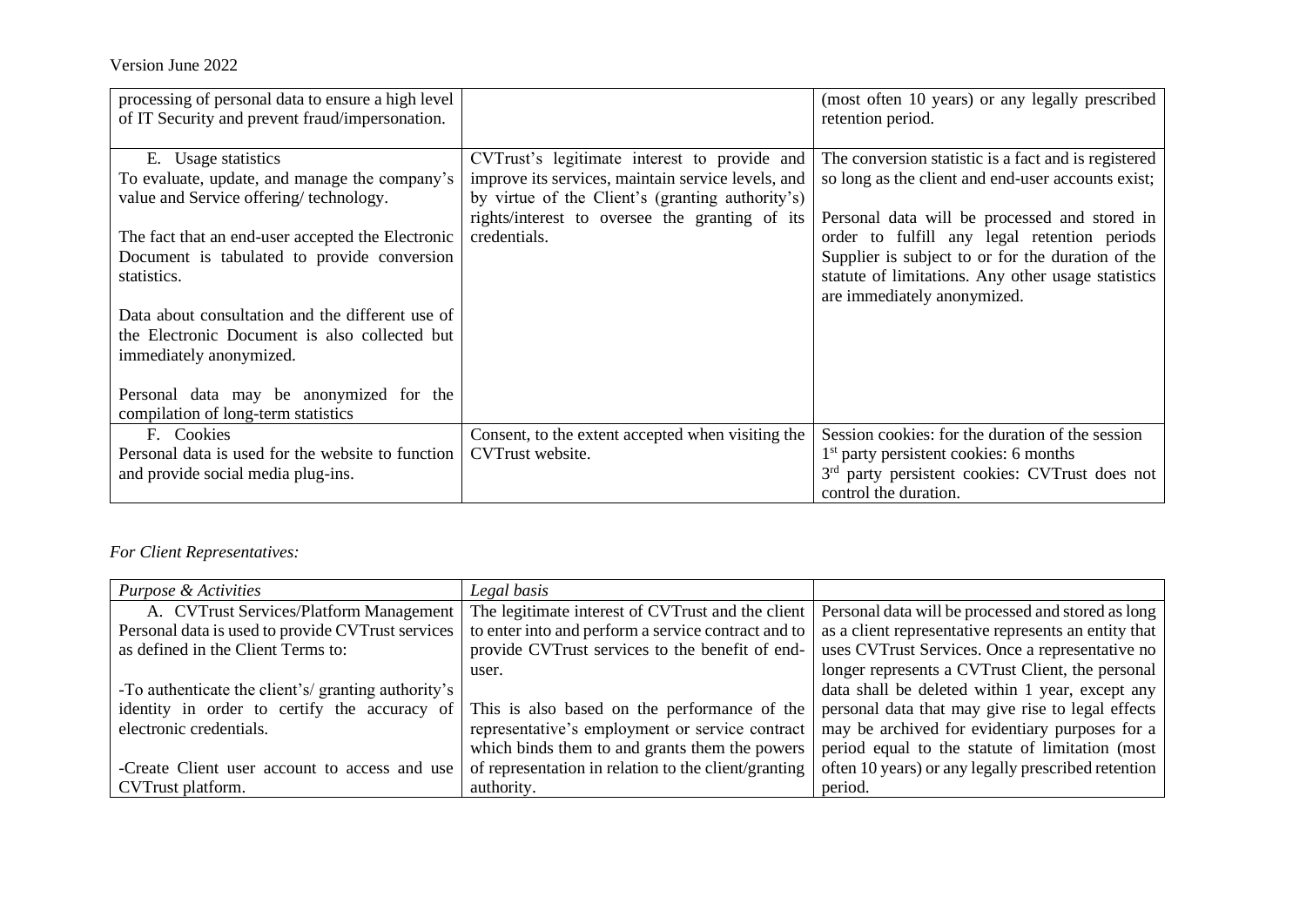| | | |
|---|---|---|
| processing of personal data to ensure a high level of IT Security and prevent fraud/impersonation. | | (most often 10 years) or any legally prescribed retention period. |
| E. Usage statistics<br>To evaluate, update, and manage the company's value and Service offering/ technology.<br><br>The fact that an end-user accepted the Electronic Document is tabulated to provide conversion statistics.<br><br>Data about consultation and the different use of the Electronic Document is also collected but immediately anonymized.<br><br>Personal data may be anonymized for the compilation of long-term statistics | CVTrust's legitimate interest to provide and improve its services, maintain service levels, and by virtue of the Client's (granting authority's) rights/interest to oversee the granting of its credentials. | The conversion statistic is a fact and is registered so long as the client and end-user accounts exist;<br><br>Personal data will be processed and stored in order to fulfill any legal retention periods Supplier is subject to or for the duration of the statute of limitations. Any other usage statistics are immediately anonymized. |
| F. Cookies<br>Personal data is used for the website to function and provide social media plug-ins. | Consent, to the extent accepted when visiting the CVTrust website. | Session cookies: for the duration of the session<br>1st party persistent cookies: 6 months<br>3rd party persistent cookies: CVTrust does not control the duration. |

*For Client Representatives:*

| *Purpose & Activities* | *Legal basis* | |
|---|---|---|
| A. CVTrust Services/Platform Management<br>Personal data is used to provide CVTrust services as defined in the Client Terms to:<br><br>-To authenticate the client's/ granting authority's identity in order to certify the accuracy of electronic credentials.<br><br>-Create Client user account to access and use CVTrust platform. | The legitimate interest of CVTrust and the client to enter into and perform a service contract and to provide CVTrust services to the benefit of end-user.<br><br>This is also based on the performance of the representative's employment or service contract which binds them to and grants them the powers of representation in relation to the client/granting authority. | Personal data will be processed and stored as long as a client representative represents an entity that uses CVTrust Services. Once a representative no longer represents a CVTrust Client, the personal data shall be deleted within 1 year, except any personal data that may give rise to legal effects may be archived for evidentiary purposes for a period equal to the statute of limitation (most often 10 years) or any legally prescribed retention period. |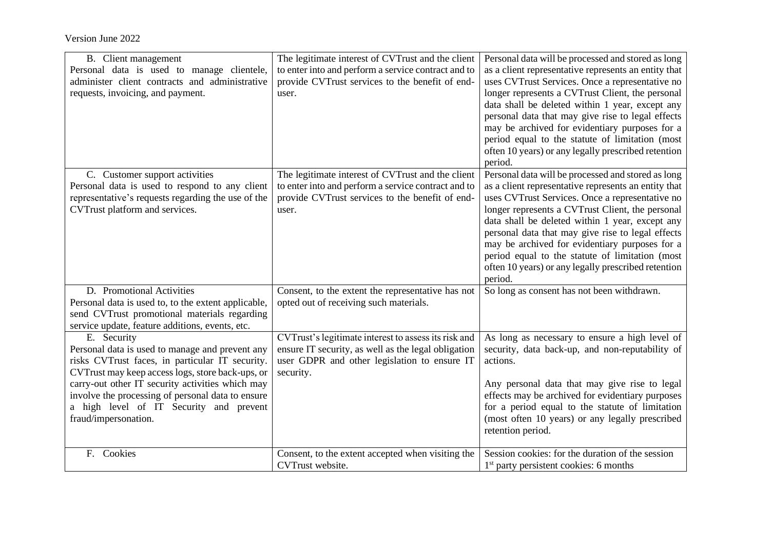| B. Client management<br>Personal data is used to manage clientele, administer client contracts and administrative requests, invoicing, and payment. | The legitimate interest of CVTrust and the client to enter into and perform a service contract and to provide CVTrust services to the benefit of end-user. | Personal data will be processed and stored as long as a client representative represents an entity that uses CVTrust Services. Once a representative no longer represents a CVTrust Client, the personal data shall be deleted within 1 year, except any personal data that may give rise to legal effects may be archived for evidentiary purposes for a period equal to the statute of limitation (most often 10 years) or any legally prescribed retention period. |
|---|---|---|
| C. Customer support activities<br>Personal data is used to respond to any client representative's requests regarding the use of the CVTrust platform and services. | The legitimate interest of CVTrust and the client to enter into and perform a service contract and to provide CVTrust services to the benefit of end-user. | Personal data will be processed and stored as long as a client representative represents an entity that uses CVTrust Services. Once a representative no longer represents a CVTrust Client, the personal data shall be deleted within 1 year, except any personal data that may give rise to legal effects may be archived for evidentiary purposes for a period equal to the statute of limitation (most often 10 years) or any legally prescribed retention period. |
| D. Promotional Activities<br>Personal data is used to, to the extent applicable, send CVTrust promotional materials regarding service update, feature additions, events, etc. | Consent, to the extent the representative has not opted out of receiving such materials. | So long as consent has not been withdrawn. |
| E. Security<br>Personal data is used to manage and prevent any risks CVTrust faces, in particular IT security. CVTrust may keep access logs, store back-ups, or carry-out other IT security activities which may involve the processing of personal data to ensure a high level of IT Security and prevent fraud/impersonation. | CVTrust's legitimate interest to assess its risk and ensure IT security, as well as the legal obligation user GDPR and other legislation to ensure IT security. | As long as necessary to ensure a high level of security, data back-up, and non-reputability of actions.<br><br>Any personal data that may give rise to legal effects may be archived for evidentiary purposes for a period equal to the statute of limitation (most often 10 years) or any legally prescribed retention period. |
| F. Cookies | Consent, to the extent accepted when visiting the CVTrust website. | Session cookies: for the duration of the session<br>1st party persistent cookies: 6 months |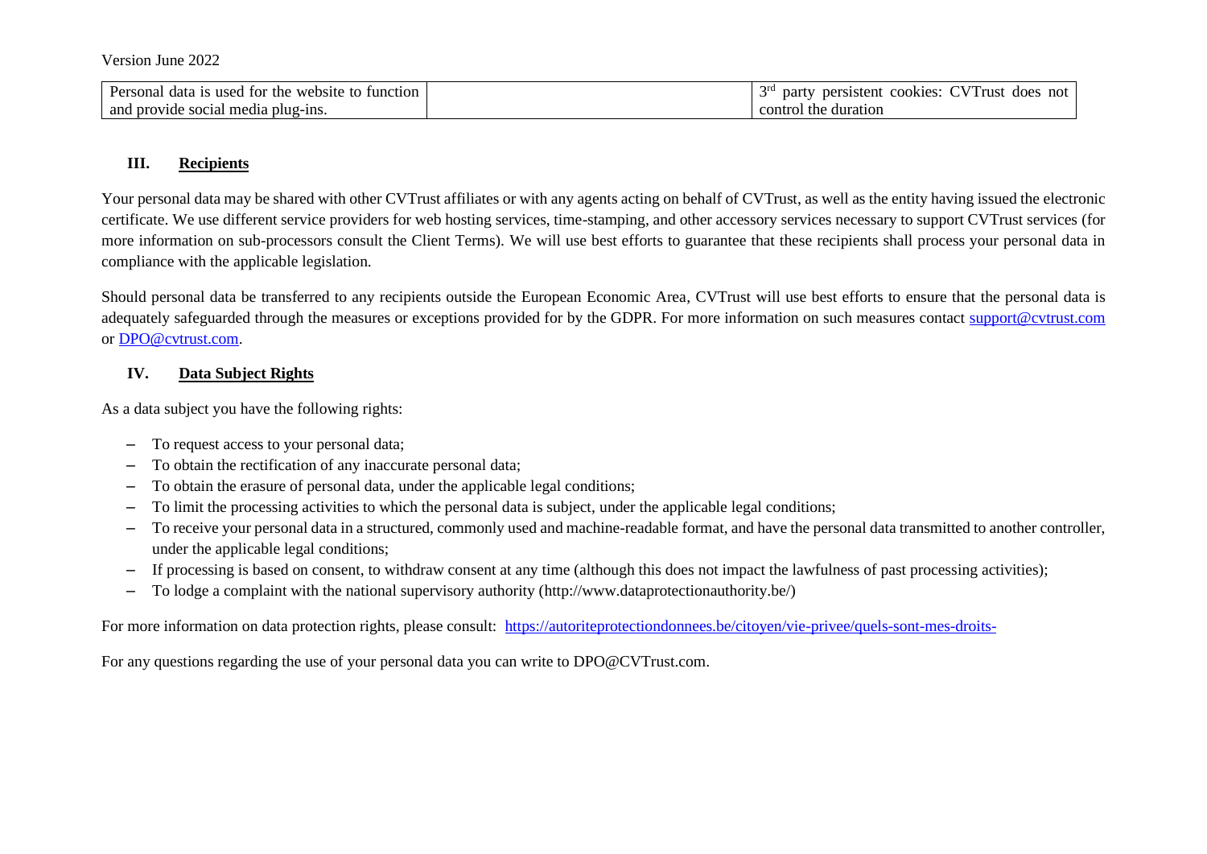| | | |
|---|---|---|
| Personal data is used for the website to function and provide social media plug-ins. | | 3rd party persistent cookies: CVTrust does not control the duration |

## III. Recipients

Your personal data may be shared with other CVTrust affiliates or with any agents acting on behalf of CVTrust, as well as the entity having issued the electronic certificate. We use different service providers for web hosting services, time-stamping, and other accessory services necessary to support CVTrust services (for more information on sub-processors consult the Client Terms). We will use best efforts to guarantee that these recipients shall process your personal data in compliance with the applicable legislation.

Should personal data be transferred to any recipients outside the European Economic Area, CVTrust will use best efforts to ensure that the personal data is adequately safeguarded through the measures or exceptions provided for by the GDPR. For more information on such measures contact [support@cvtrust.com](mailto:support@cvtrust.com) or [DPO@cvtrust.com](mailto:DPO@cvtrust.com).

## IV. Data Subject Rights

As a data subject you have the following rights:

- To request access to your personal data;
- To obtain the rectification of any inaccurate personal data;
- To obtain the erasure of personal data, under the applicable legal conditions;
- To limit the processing activities to which the personal data is subject, under the applicable legal conditions;
- To receive your personal data in a structured, commonly used and machine-readable format, and have the personal data transmitted to another controller, under the applicable legal conditions;
- If processing is based on consent, to withdraw consent at any time (although this does not impact the lawfulness of past processing activities);
- To lodge a complaint with the national supervisory authority (http://www.dataprotectionauthority.be/)

For more information on data protection rights, please consult: [https://autoriteprotectiondonnees.be/citoyen/vie-privee/quels-sont-mes-droits-](https://autoriteprotectiondonnees.be/citoyen/vie-privee/quels-sont-mes-droits-)

For any questions regarding the use of your personal data you can write to DPO@CVTrust.com.